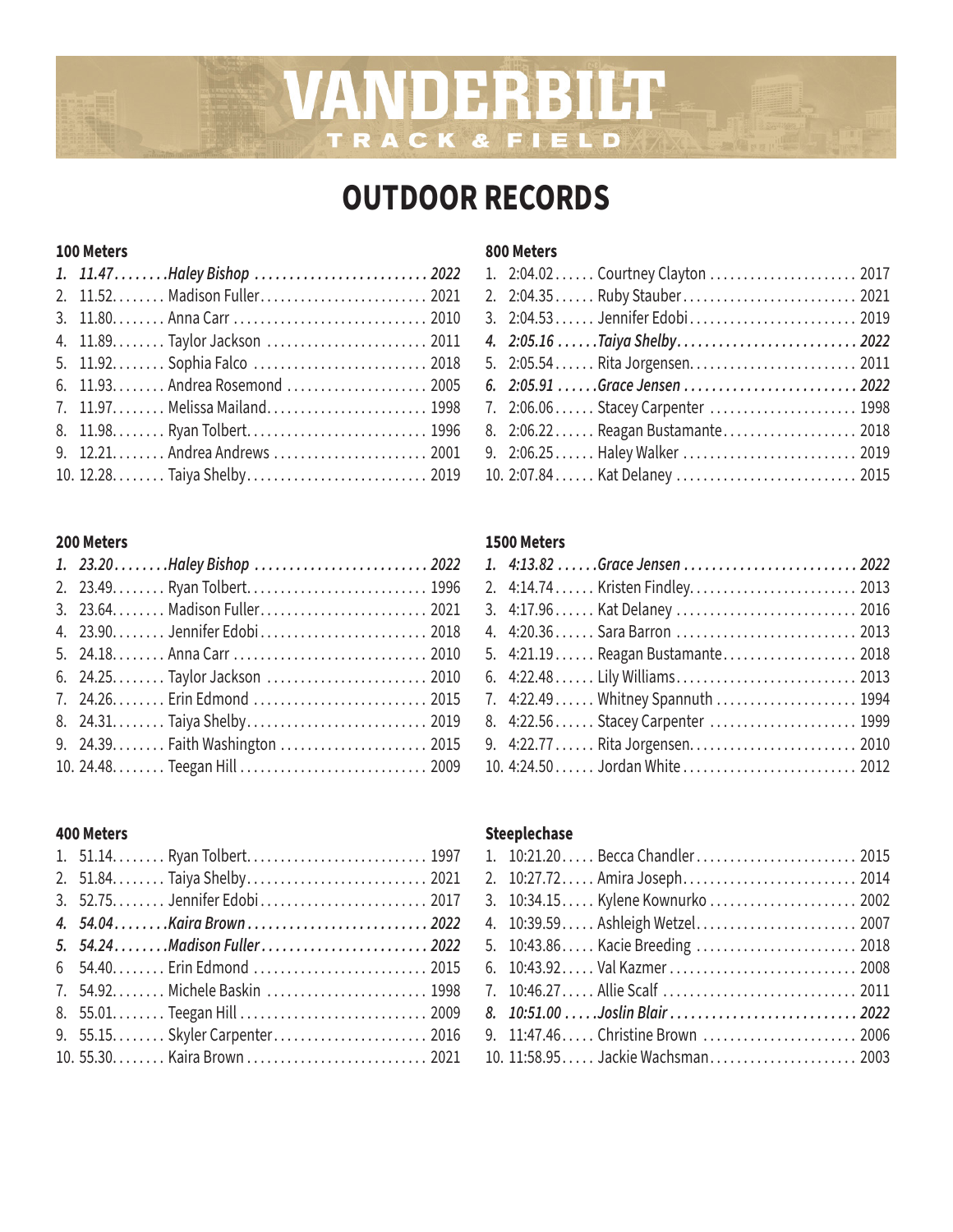# VANDERBILT TRACK & FIELD

## OUTDOOR RECORDS

### 100 Meters

| Rank | Time | Name | Year |
|---|---|---|---|
| *1.* | *11.47* | *Haley Bishop* | *2022* |
| 2. | 11.52 | Madison Fuller | 2021 |
| 3. | 11.80 | Anna Carr | 2010 |
| 4. | 11.89 | Taylor Jackson | 2011 |
| 5. | 11.92 | Sophia Falco | 2018 |
| 6. | 11.93 | Andrea Rosemond | 2005 |
| 7. | 11.97 | Melissa Mailand | 1998 |
| 8. | 11.98 | Ryan Tolbert | 1996 |
| 9. | 12.21 | Andrea Andrews | 2001 |
| 10. | 12.28 | Taiya Shelby | 2019 |

### 200 Meters

| Rank | Time | Name | Year |
|---|---|---|---|
| *1.* | *23.20* | *Haley Bishop* | *2022* |
| 2. | 23.49 | Ryan Tolbert | 1996 |
| 3. | 23.64 | Madison Fuller | 2021 |
| 4. | 23.90 | Jennifer Edobi | 2018 |
| 5. | 24.18 | Anna Carr | 2010 |
| 6. | 24.25 | Taylor Jackson | 2010 |
| 7. | 24.26 | Erin Edmond | 2015 |
| 8. | 24.31 | Taiya Shelby | 2019 |
| 9. | 24.39 | Faith Washington | 2015 |
| 10. | 24.48 | Teegan Hill | 2009 |

### 400 Meters

| Rank | Time | Name | Year |
|---|---|---|---|
| 1. | 51.14 | Ryan Tolbert | 1997 |
| 2. | 51.84 | Taiya Shelby | 2021 |
| 3. | 52.75 | Jennifer Edobi | 2017 |
| *4.* | *54.04* | *Kaira Brown* | *2022* |
| *5.* | *54.24* | *Madison Fuller* | *2022* |
| 6 | 54.40 | Erin Edmond | 2015 |
| 7. | 54.92 | Michele Baskin | 1998 |
| 8. | 55.01 | Teegan Hill | 2009 |
| 9. | 55.15 | Skyler Carpenter | 2016 |
| 10. | 55.30 | Kaira Brown | 2021 |

### 800 Meters

| Rank | Time | Name | Year |
|---|---|---|---|
| 1. | 2:04.02 | Courtney Clayton | 2017 |
| 2. | 2:04.35 | Ruby Stauber | 2021 |
| 3. | 2:04.53 | Jennifer Edobi | 2019 |
| *4.* | *2:05.16* | *Taiya Shelby* | *2022* |
| 5. | 2:05.54 | Rita Jorgensen | 2011 |
| *6.* | *2:05.91* | *Grace Jensen* | *2022* |
| 7. | 2:06.06 | Stacey Carpenter | 1998 |
| 8. | 2:06.22 | Reagan Bustamante | 2018 |
| 9. | 2:06.25 | Haley Walker | 2019 |
| 10. | 2:07.84 | Kat Delaney | 2015 |

### 1500 Meters

| Rank | Time | Name | Year |
|---|---|---|---|
| *1.* | *4:13.82* | *Grace Jensen* | *2022* |
| 2. | 4:14.74 | Kristen Findley | 2013 |
| 3. | 4:17.96 | Kat Delaney | 2016 |
| 4. | 4:20.36 | Sara Barron | 2013 |
| 5. | 4:21.19 | Reagan Bustamante | 2018 |
| 6. | 4:22.48 | Lily Williams | 2013 |
| 7. | 4:22.49 | Whitney Spannuth | 1994 |
| 8. | 4:22.56 | Stacey Carpenter | 1999 |
| 9. | 4:22.77 | Rita Jorgensen | 2010 |
| 10. | 4:24.50 | Jordan White | 2012 |

### Steeplechase

| Rank | Time | Name | Year |
|---|---|---|---|
| 1. | 10:21.20 | Becca Chandler | 2015 |
| 2. | 10:27.72 | Amira Joseph | 2014 |
| 3. | 10:34.15 | Kylene Kownurko | 2002 |
| 4. | 10:39.59 | Ashleigh Wetzel | 2007 |
| 5. | 10:43.86 | Kacie Breeding | 2018 |
| 6. | 10:43.92 | Val Kazmer | 2008 |
| 7. | 10:46.27 | Allie Scalf | 2011 |
| *8.* | *10:51.00* | *Joslin Blair* | *2022* |
| 9. | 11:47.46 | Christine Brown | 2006 |
| 10. | 11:58.95 | Jackie Wachsman | 2003 |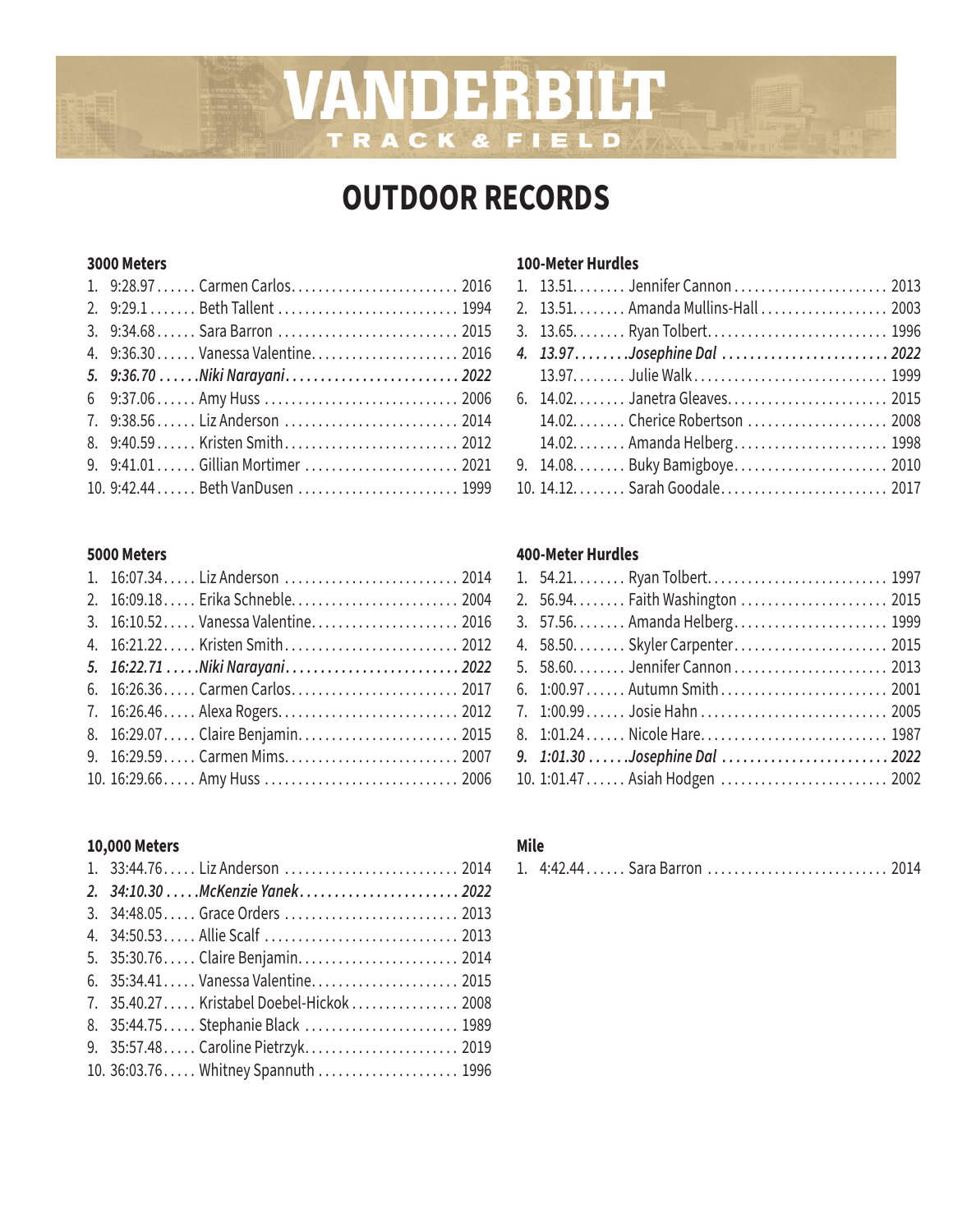# VANDERBILT TRACK & FIELD

# OUTDOOR RECORDS

### 3000 Meters

1. 9:28.97 ...... Carmen Carlos ........................ 2016
2. 9:29.1 ....... Beth Tallent .......................... 1994
3. 9:34.68 ...... Sara Barron .......................... 2015
4. 9:36.30 ...... Vanessa Valentine ..................... 2016
5. ***9:36.70 ......Niki Narayani ......................... 2022***
6. 9:37.06 ...... Amy Huss ............................ 2006
7. 9:38.56 ...... Liz Anderson ......................... 2014
8. 9:40.59 ...... Kristen Smith ......................... 2012
9. 9:41.01 ...... Gillian Mortimer ...................... 2021
10. 9:42.44 ...... Beth VanDusen ....................... 1999

### 5000 Meters

1. 16:07.34 ..... Liz Anderson ......................... 2014
2. 16:09.18 ..... Erika Schneble ........................ 2004
3. 16:10.52 ..... Vanessa Valentine ..................... 2016
4. 16:21.22 ..... Kristen Smith ......................... 2012
5. ***16:22.71 .....Niki Narayani ......................... 2022***
6. 16:26.36 ..... Carmen Carlos ........................ 2017
7. 16:26.46 ..... Alexa Rogers .......................... 2012
8. 16:29.07 ..... Claire Benjamin ....................... 2015
9. 16:29.59 ..... Carmen Mims .......................... 2007
10. 16:29.66 ..... Amy Huss ............................ 2006

### 10,000 Meters

1. 33:44.76 ..... Liz Anderson ......................... 2014
2. ***34:10.30 .....McKenzie Yanek ....................... 2022***
3. 34:48.05 ..... Grace Orders ......................... 2013
4. 34:50.53 ..... Allie Scalf ............................ 2013
5. 35:30.76 ..... Claire Benjamin ....................... 2014
6. 35:34.41 ..... Vanessa Valentine ..................... 2015
7. 35.40.27 ..... Kristabel Doebel-Hickok ................ 2008
8. 35:44.75 ..... Stephanie Black ....................... 1989
9. 35:57.48 ..... Caroline Pietrzyk ...................... 2019
10. 36:03.76 ..... Whitney Spannuth .................... 1996

### 100-Meter Hurdles

1. 13.51 ........ Jennifer Cannon ....................... 2013
2. 13.51 ........ Amanda Mullins-Hall ................... 2003
3. 13.65 ........ Ryan Tolbert .......................... 1996
4. ***13.97 ........Josephine Dal ......................... 2022***
   13.97 ........ Julie Walk ............................ 1999
6. 14.02 ........ Janetra Gleaves ....................... 2015
   14.02 ........ Cherice Robertson ..................... 2008
   14.02 ........ Amanda Helberg ....................... 1998
9. 14.08 ........ Buky Bamigboye ....................... 2010
10. 14.12 ........ Sarah Goodale ........................ 2017

### 400-Meter Hurdles

1. 54.21 ........ Ryan Tolbert .......................... 1997
2. 56.94 ........ Faith Washington ...................... 2015
3. 57.56 ........ Amanda Helberg ....................... 1999
4. 58.50 ........ Skyler Carpenter ...................... 2015
5. 58.60 ........ Jennifer Cannon ....................... 2013
6. 1:00.97 ...... Autumn Smith ......................... 2001
7. 1:00.99 ...... Josie Hahn ............................ 2005
8. 1:01.24 ...... Nicole Hare ........................... 1987
9. ***1:01.30 ......Josephine Dal ......................... 2022***
10. 1:01.47 ...... Asiah Hodgen ......................... 2002

### Mile

1. 4:42.44 ...... Sara Barron .......................... 2014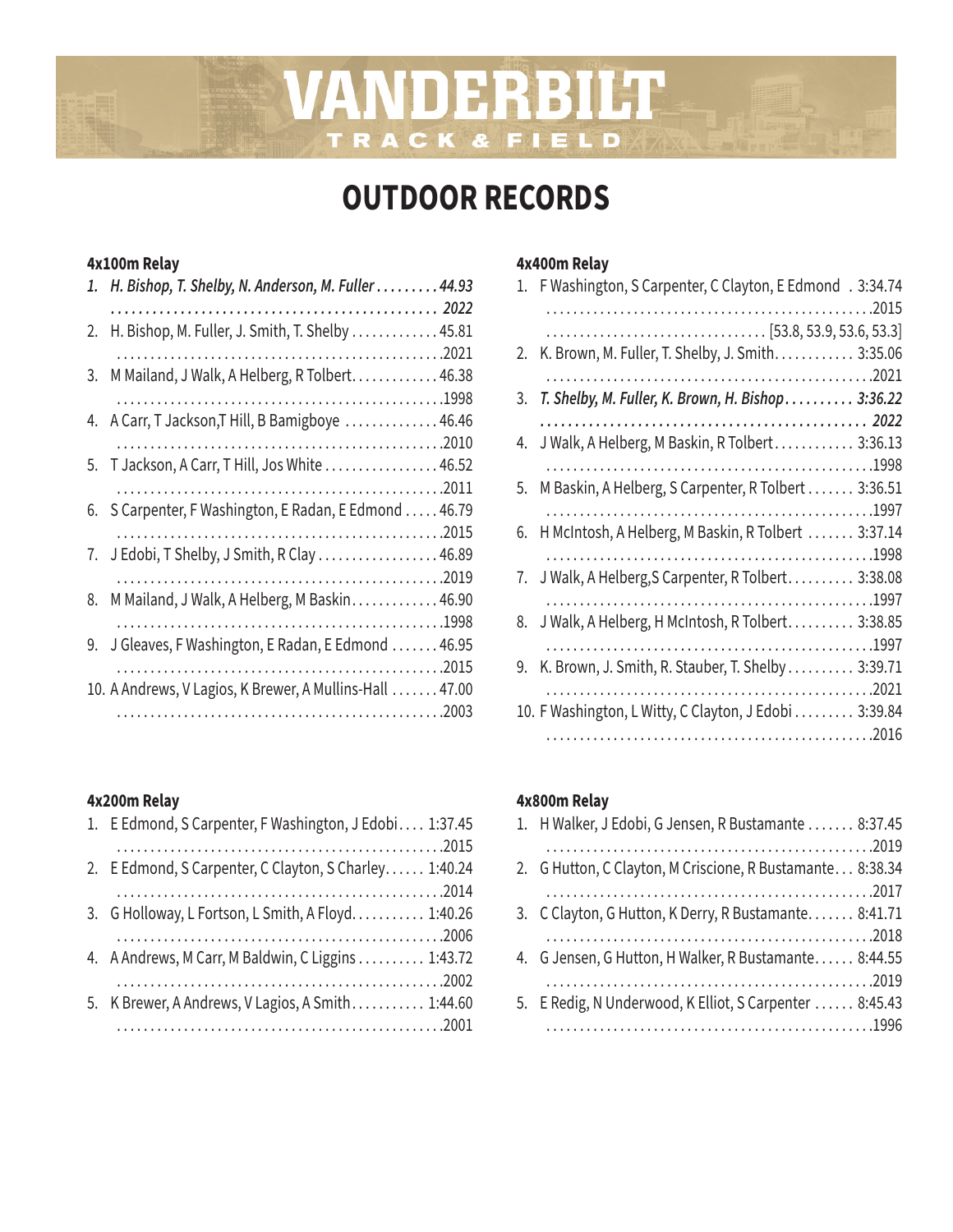# VANDERBILT

TRACK & FIELD

## OUTDOOR RECORDS

### 4x100m Relay

1. *H. Bishop, T. Shelby, N. Anderson, M. Fuller ......... 44.93 ......... 2022*
2. H. Bishop, M. Fuller, J. Smith, T. Shelby ......... 45.81 ......... 2021
3. M Mailand, J Walk, A Helberg, R Tolbert ......... 46.38 ......... 1998
4. A Carr, T Jackson,T Hill, B Bamigboye ......... 46.46 ......... 2010
5. T Jackson, A Carr, T Hill, Jos White ......... 46.52 ......... 2011
6. S Carpenter, F Washington, E Radan, E Edmond ......... 46.79 ......... 2015
7. J Edobi, T Shelby, J Smith, R Clay ......... 46.89 ......... 2019
8. M Mailand, J Walk, A Helberg, M Baskin ......... 46.90 ......... 1998
9. J Gleaves, F Washington, E Radan, E Edmond ......... 46.95 ......... 2015
10. A Andrews, V Lagios, K Brewer, A Mullins-Hall ......... 47.00 ......... 2003

### 4x400m Relay

1. F Washington, S Carpenter, C Clayton, E Edmond ......... 3:34.74 ......... 2015 ......... [53.8, 53.9, 53.6, 53.3]
2. K. Brown, M. Fuller, T. Shelby, J. Smith ......... 3:35.06 ......... 2021
3. *T. Shelby, M. Fuller, K. Brown, H. Bishop ......... 3:36.22 ......... 2022*
4. J Walk, A Helberg, M Baskin, R Tolbert ......... 3:36.13 ......... 1998
5. M Baskin, A Helberg, S Carpenter, R Tolbert ......... 3:36.51 ......... 1997
6. H McIntosh, A Helberg, M Baskin, R Tolbert ......... 3:37.14 ......... 1998
7. J Walk, A Helberg,S Carpenter, R Tolbert ......... 3:38.08 ......... 1997
8. J Walk, A Helberg, H McIntosh, R Tolbert ......... 3:38.85 ......... 1997
9. K. Brown, J. Smith, R. Stauber, T. Shelby ......... 3:39.71 ......... 2021
10. F Washington, L Witty, C Clayton, J Edobi ......... 3:39.84 ......... 2016

### 4x200m Relay

1. E Edmond, S Carpenter, F Washington, J Edobi ......... 1:37.45 ......... 2015
2. E Edmond, S Carpenter, C Clayton, S Charley ......... 1:40.24 ......... 2014
3. G Holloway, L Fortson, L Smith, A Floyd ......... 1:40.26 ......... 2006
4. A Andrews, M Carr, M Baldwin, C Liggins ......... 1:43.72 ......... 2002
5. K Brewer, A Andrews, V Lagios, A Smith ......... 1:44.60 ......... 2001

### 4x800m Relay

1. H Walker, J Edobi, G Jensen, R Bustamante ......... 8:37.45 ......... 2019
2. G Hutton, C Clayton, M Criscione, R Bustamante ......... 8:38.34 ......... 2017
3. C Clayton, G Hutton, K Derry, R Bustamante ......... 8:41.71 ......... 2018
4. G Jensen, G Hutton, H Walker, R Bustamante ......... 8:44.55 ......... 2019
5. E Redig, N Underwood, K Elliot, S Carpenter ......... 8:45.43 ......... 1996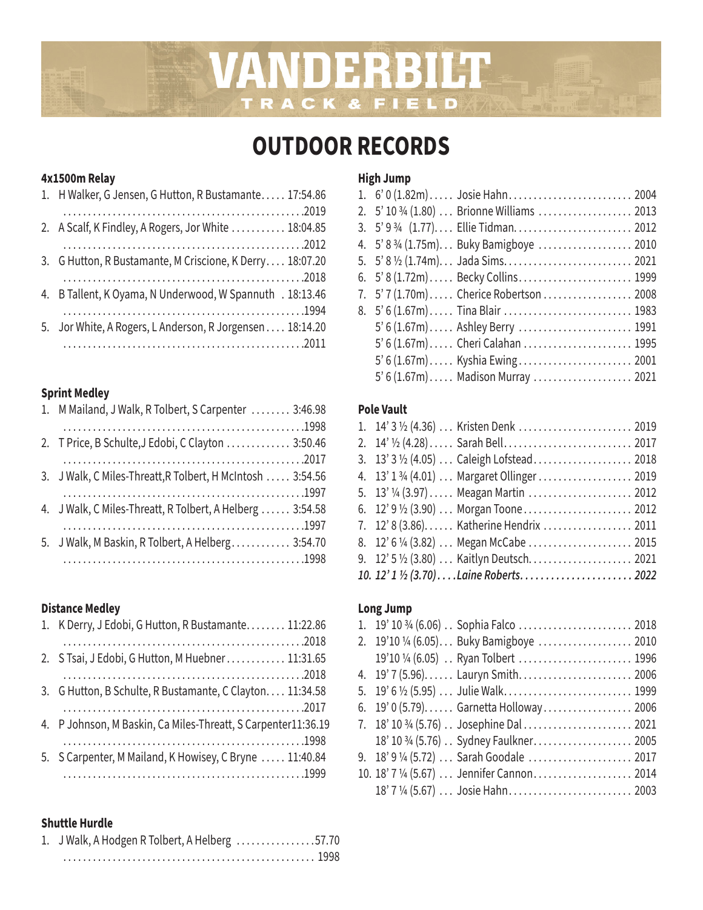# VANDERBILT TRACK & FIELD

## OUTDOOR RECORDS

### 4x1500m Relay

1. H Walker, G Jensen, G Hutton, R Bustamante..... 17:54.86 ....2019
2. A Scalf, K Findley, A Rogers, Jor White ........... 18:04.85 ....2012
3. G Hutton, R Bustamante, M Criscione, K Derry.... 18:07.20 ....2018
4. B Tallent, K Oyama, N Underwood, W Spannuth . 18:13.46 ....1994
5. Jor White, A Rogers, L Anderson, R Jorgensen .... 18:14.20 ....2011

### Sprint Medley

1. M Mailand, J Walk, R Tolbert, S Carpenter ........ 3:46.98 ....1998
2. T Price, B Schulte,J Edobi, C Clayton ............. 3:50.46 ....2017
3. J Walk, C Miles-Threatt,R Tolbert, H McIntosh ..... 3:54.56 ....1997
4. J Walk, C Miles-Threatt, R Tolbert, A Helberg ...... 3:54.58 ....1997
5. J Walk, M Baskin, R Tolbert, A Helberg............ 3:54.70 ....1998

### Distance Medley

1. K Derry, J Edobi, G Hutton, R Bustamante........ 11:22.86 ....2018
2. S Tsai, J Edobi, G Hutton, M Huebner............ 11:31.65 ....2018
3. G Hutton, B Schulte, R Bustamante, C Clayton.... 11:34.58 ....2017
4. P Johnson, M Baskin, Ca Miles-Threatt, S Carpenter11:36.19 ....1998
5. S Carpenter, M Mailand, K Howisey, C Bryne ..... 11:40.84 ....1999

### Shuttle Hurdle

1. J Walk, A Hodgen R Tolbert, A Helberg ................57.70 .... 1998

### High Jump

1. 6' 0 (1.82m)..... Josie Hahn......................... 2004
2. 5' 10 ¾ (1.80) ... Brionne Williams ................... 2013
3. 5' 9 ¾ (1.77).... Ellie Tidman........................ 2012
4. 5' 8 ¾ (1.75m)... Buky Bamigboye ................... 2010
5. 5' 8 ½ (1.74m)... Jada Sims.......................... 2021
6. 5' 8 (1.72m)..... Becky Collins....................... 1999
7. 5' 7 (1.70m)..... Cherice Robertson .................. 2008
8. 5' 6 (1.67m)..... Tina Blair .......................... 1983
   5' 6 (1.67m)..... Ashley Berry ....................... 1991
   5' 6 (1.67m)..... Cheri Calahan ...................... 1995
   5' 6 (1.67m)..... Kyshia Ewing....................... 2001
   5' 6 (1.67m)..... Madison Murray .................... 2021

### Pole Vault

1. 14' 3 ½ (4.36) ... Kristen Denk ....................... 2019
2. 14' ½ (4.28)..... Sarah Bell.......................... 2017
3. 13' 3 ½ (4.05) ... Caleigh Lofstead.................... 2018
4. 13' 1 ¾ (4.01) ... Margaret Ollinger ................... 2019
5. 13' ¼ (3.97)..... Meagan Martin ..................... 2012
6. 12' 9 ½ (3.90) ... Morgan Toone....................... 2012
7. 12' 8 (3.86)...... Katherine Hendrix .................. 2011
8. 12' 6 ¼ (3.82) ... Megan McCabe ..................... 2015
9. 12' 5 ½ (3.80) ... Kaitlyn Deutsch..................... 2021
10. *12' 1 ½ (3.70)....Laine Roberts...................... 2022*

### Long Jump

1. 19' 10 ¾ (6.06) .. Sophia Falco ....................... 2018
2. 19'10 ¼ (6.05)... Buky Bamigboye ................... 2010
   19'10 ¼ (6.05) .. Ryan Tolbert ....................... 1996
4. 19' 7 (5.96)...... Lauryn Smith....................... 2006
5. 19' 6 ½ (5.95) ... Julie Walk.......................... 1999
6. 19' 0 (5.79)...... Garnetta Holloway.................. 2006
7. 18' 10 ¾ (5.76) .. Josephine Dal ...................... 2021
   18' 10 ¾ (5.76) .. Sydney Faulkner.................... 2005
9. 18' 9 ¼ (5.72) ... Sarah Goodale ..................... 2017
10. 18' 7 ¼ (5.67) ... Jennifer Cannon.................... 2014
    18' 7 ¼ (5.67) ... Josie Hahn......................... 2003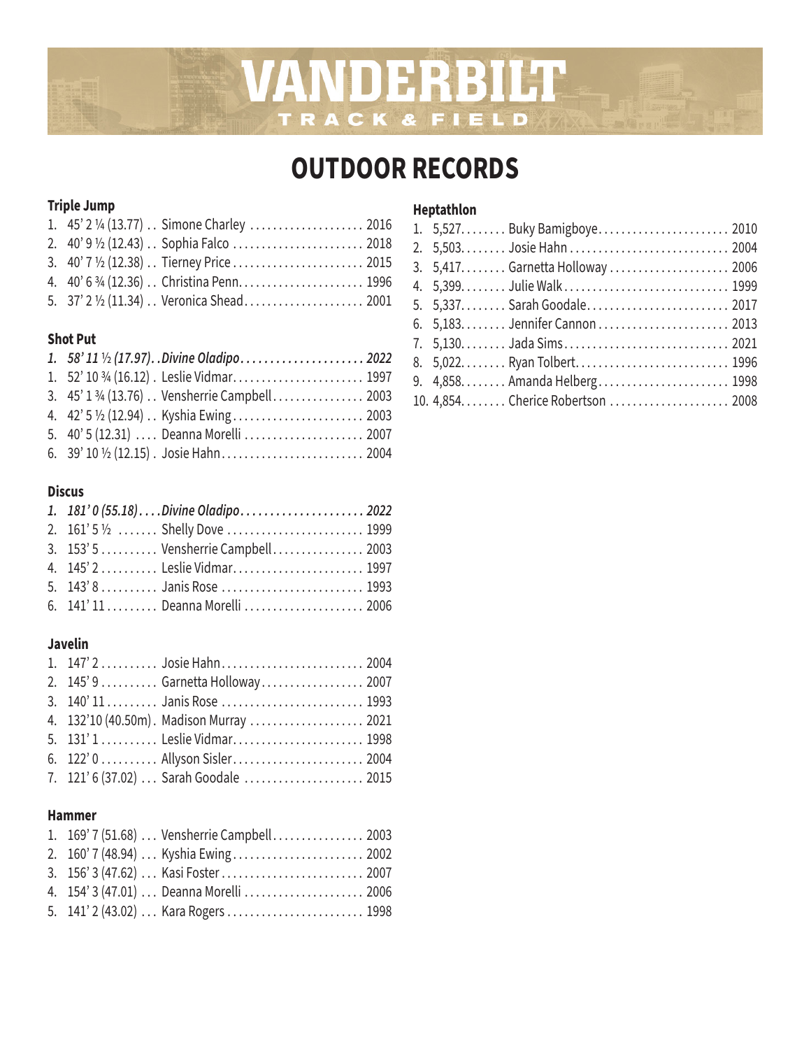# OUTDOOR RECORDS

### Triple Jump

| | | | |
|---|---|---|---|
| 1. | 45' 2 ¼ (13.77) | Simone Charley | 2016 |
| 2. | 40' 9 ½ (12.43) | Sophia Falco | 2018 |
| 3. | 40' 7 ½ (12.38) | Tierney Price | 2015 |
| 4. | 40' 6 ¾ (12.36) | Christina Penn | 1996 |
| 5. | 37' 2 ½ (11.34) | Veronica Shead | 2001 |

### Shot Put

| | | | |
|---|---|---|---|
| *1.* | *58' 11 ½ (17.97)* | *Divine Oladipo* | *2022* |
| 1. | 52' 10 ¾ (16.12) | Leslie Vidmar | 1997 |
| 3. | 45' 1 ¾ (13.76) | Vensherrie Campbell | 2003 |
| 4. | 42' 5 ½ (12.94) | Kyshia Ewing | 2003 |
| 5. | 40' 5 (12.31) | Deanna Morelli | 2007 |
| 6. | 39' 10 ½ (12.15) | Josie Hahn | 2004 |

### Discus

| | | | |
|---|---|---|---|
| *1.* | *181' 0 (55.18)* | *Divine Oladipo* | *2022* |
| 2. | 161' 5 ½ | Shelly Dove | 1999 |
| 3. | 153' 5 | Vensherrie Campbell | 2003 |
| 4. | 145' 2 | Leslie Vidmar | 1997 |
| 5. | 143' 8 | Janis Rose | 1993 |
| 6. | 141' 11 | Deanna Morelli | 2006 |

### Javelin

| | | | |
|---|---|---|---|
| 1. | 147' 2 | Josie Hahn | 2004 |
| 2. | 145' 9 | Garnetta Holloway | 2007 |
| 3. | 140' 11 | Janis Rose | 1993 |
| 4. | 132'10 (40.50m) | Madison Murray | 2021 |
| 5. | 131' 1 | Leslie Vidmar | 1998 |
| 6. | 122' 0 | Allyson Sisler | 2004 |
| 7. | 121' 6 (37.02) | Sarah Goodale | 2015 |

### Hammer

| | | | |
|---|---|---|---|
| 1. | 169' 7 (51.68) | Vensherrie Campbell | 2003 |
| 2. | 160' 7 (48.94) | Kyshia Ewing | 2002 |
| 3. | 156' 3 (47.62) | Kasi Foster | 2007 |
| 4. | 154' 3 (47.01) | Deanna Morelli | 2006 |
| 5. | 141' 2 (43.02) | Kara Rogers | 1998 |

### Heptathlon

| | | | |
|---|---|---|---|
| 1. | 5,527 | Buky Bamigboye | 2010 |
| 2. | 5,503 | Josie Hahn | 2004 |
| 3. | 5,417 | Garnetta Holloway | 2006 |
| 4. | 5,399 | Julie Walk | 1999 |
| 5. | 5,337 | Sarah Goodale | 2017 |
| 6. | 5,183 | Jennifer Cannon | 2013 |
| 7. | 5,130 | Jada Sims | 2021 |
| 8. | 5,022 | Ryan Tolbert | 1996 |
| 9. | 4,858 | Amanda Helberg | 1998 |
| 10. | 4,854 | Cherice Robertson | 2008 |